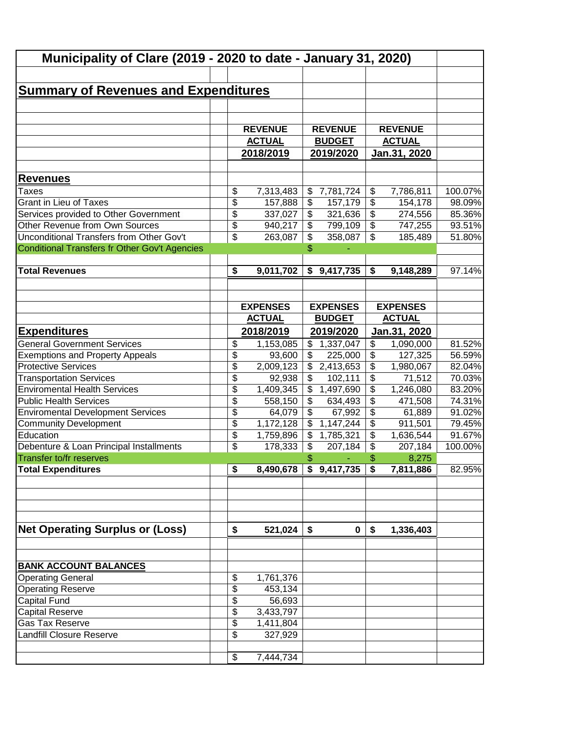# Municipality of Clare (2019 - 2020 to date - January 31, 2020)

## Summary of Revenues and Expenditures

| | REVENUE ACTUAL 2018/2019 | REVENUE BUDGET 2019/2020 | REVENUE ACTUAL Jan.31, 2020 | |
|---|---|---|---|---|
| **Revenues** | | | | |
| Taxes | $ 7,313,483 | $ 7,781,724 | $ 7,786,811 | 100.07% |
| Grant in Lieu of Taxes | $ 157,888 | $ 157,179 | $ 154,178 | 98.09% |
| Services provided to Other Government | $ 337,027 | $ 321,636 | $ 274,556 | 85.36% |
| Other Revenue from Own Sources | $ 940,217 | $ 799,109 | $ 747,255 | 93.51% |
| Unconditional Transfers from Other Gov't | $ 263,087 | $ 358,087 | $ 185,489 | 51.80% |
| Conditional Transfers fr Other Gov't Agencies | | $ - | | |
| **Total Revenues** | **$ 9,011,702** | **$ 9,417,735** | **$ 9,148,289** | 97.14% |

| | EXPENSES ACTUAL 2018/2019 | EXPENSES BUDGET 2019/2020 | EXPENSES ACTUAL Jan.31, 2020 | |
|---|---|---|---|---|
| **Expenditures** | | | | |
| General Government Services | $ 1,153,085 | $ 1,337,047 | $ 1,090,000 | 81.52% |
| Exemptions and Property Appeals | $ 93,600 | $ 225,000 | $ 127,325 | 56.59% |
| Protective Services | $ 2,009,123 | $ 2,413,653 | $ 1,980,067 | 82.04% |
| Transportation Services | $ 92,938 | $ 102,111 | $ 71,512 | 70.03% |
| Enviromental Health Services | $ 1,409,345 | $ 1,497,690 | $ 1,246,080 | 83.20% |
| Public Health Services | $ 558,150 | $ 634,493 | $ 471,508 | 74.31% |
| Enviromental Development Services | $ 64,079 | $ 67,992 | $ 61,889 | 91.02% |
| Community Development | $ 1,172,128 | $ 1,147,244 | $ 911,501 | 79.45% |
| Education | $ 1,759,896 | $ 1,785,321 | $ 1,636,544 | 91.67% |
| Debenture & Loan Principal Installments | $ 178,333 | $ 207,184 | $ 207,184 | 100.00% |
| Transfer to/fr reserves | | $ - | $ 8,275 | |
| **Total Expenditures** | **$ 8,490,678** | **$ 9,417,735** | **$ 7,811,886** | 82.95% |
| | | | | |
| **Net Operating Surplus or (Loss)** | **$ 521,024** | **$ 0** | **$ 1,336,403** | |

| **BANK ACCOUNT BALANCES** | |
|---|---|
| Operating General | $ 1,761,376 |
| Operating Reserve | $ 453,134 |
| Capital Fund | $ 56,693 |
| Capital Reserve | $ 3,433,797 |
| Gas Tax Reserve | $ 1,411,804 |
| Landfill Closure Reserve | $ 327,929 |
| | $ 7,444,734 |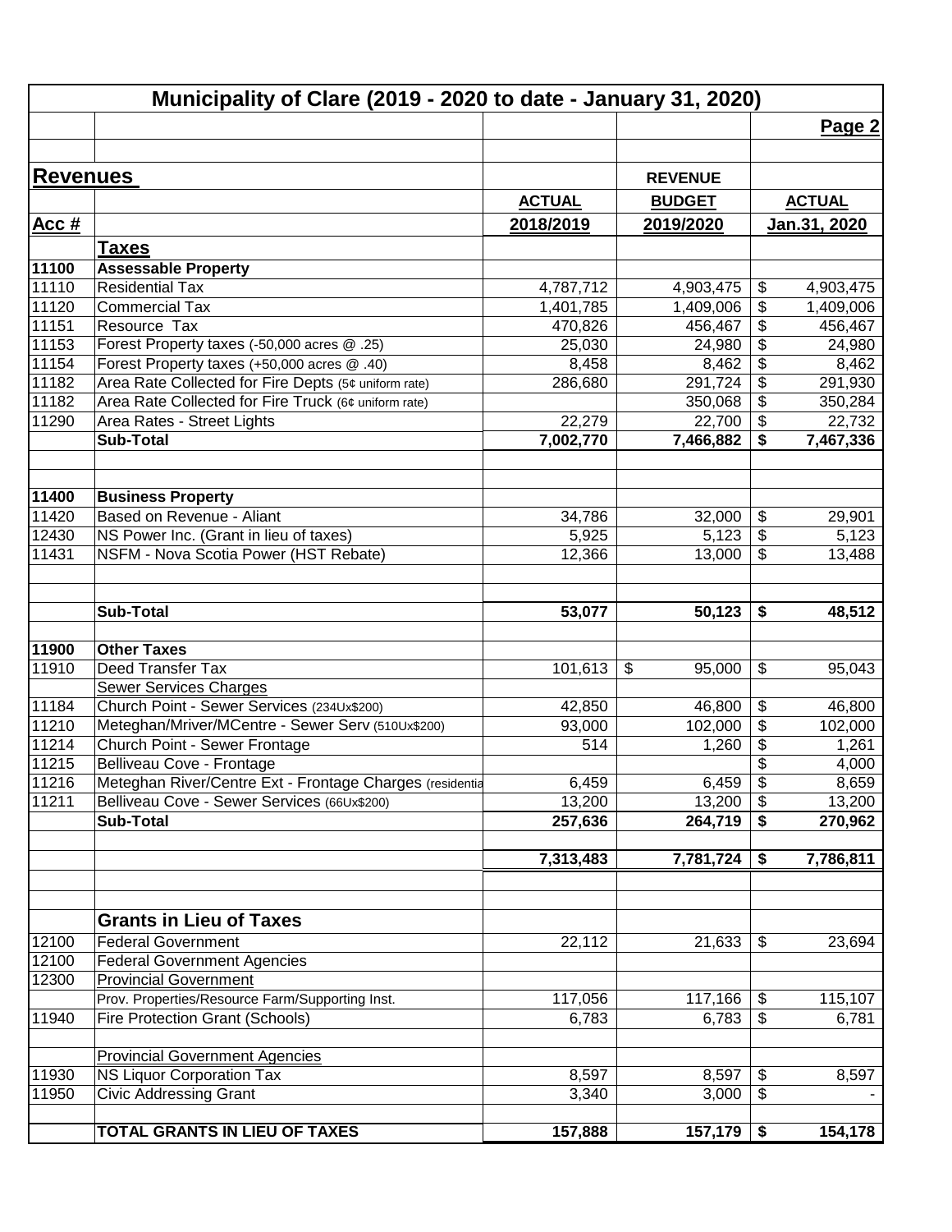# Municipality of Clare (2019 - 2020 to date - January 31, 2020)

**Page 2**

## Revenues

| Acc # | | ACTUAL 2018/2019 | REVENUE BUDGET 2019/2020 | ACTUAL Jan.31, 2020 |
|---|---|---|---|---|
| | **Taxes** | | | |
| **11100** | **Assessable Property** | | | |
| 11110 | Residential Tax | 4,787,712 | 4,903,475 | $ 4,903,475 |
| 11120 | Commercial Tax | 1,401,785 | 1,409,006 | $ 1,409,006 |
| 11151 | Resource Tax | 470,826 | 456,467 | $ 456,467 |
| 11153 | Forest Property taxes (-50,000 acres @ .25) | 25,030 | 24,980 | $ 24,980 |
| 11154 | Forest Property taxes (+50,000 acres @ .40) | 8,458 | 8,462 | $ 8,462 |
| 11182 | Area Rate Collected for Fire Depts (5¢ uniform rate) | 286,680 | 291,724 | $ 291,930 |
| 11182 | Area Rate Collected for Fire Truck (6¢ uniform rate) | | 350,068 | $ 350,284 |
| 11290 | Area Rates - Street Lights | 22,279 | 22,700 | $ 22,732 |
| | **Sub-Total** | **7,002,770** | **7,466,882** | **$ 7,467,336** |
| | | | | |
| **11400** | **Business Property** | | | |
| 11420 | Based on Revenue - Aliant | 34,786 | 32,000 | $ 29,901 |
| 12430 | NS Power Inc. (Grant in lieu of taxes) | 5,925 | 5,123 | $ 5,123 |
| 11431 | NSFM - Nova Scotia Power (HST Rebate) | 12,366 | 13,000 | $ 13,488 |
| | **Sub-Total** | **53,077** | **50,123** | **$ 48,512** |
| | | | | |
| **11900** | **Other Taxes** | | | |
| 11910 | Deed Transfer Tax | 101,613 | $ 95,000 | $ 95,043 |
| | Sewer Services Charges | | | |
| 11184 | Church Point - Sewer Services (234Ux$200) | 42,850 | 46,800 | $ 46,800 |
| 11210 | Meteghan/Mriver/MCentre - Sewer Serv (510Ux$200) | 93,000 | 102,000 | $ 102,000 |
| 11214 | Church Point - Sewer Frontage | 514 | 1,260 | $ 1,261 |
| 11215 | Belliveau Cove - Frontage | | | $ 4,000 |
| 11216 | Meteghan River/Centre Ext - Frontage Charges (residentia | 6,459 | 6,459 | $ 8,659 |
| 11211 | Belliveau Cove - Sewer Services (66Ux$200) | 13,200 | 13,200 | $ 13,200 |
| | **Sub-Total** | **257,636** | **264,719** | **$ 270,962** |
| | | | | |
| | | **7,313,483** | **7,781,724** | **$ 7,786,811** |
| | | | | |
| | **Grants in Lieu of Taxes** | | | |
| 12100 | Federal Government | 22,112 | 21,633 | $ 23,694 |
| 12100 | Federal Government Agencies | | | |
| 12300 | Provincial Government | | | |
| | Prov. Properties/Resource Farm/Supporting Inst. | 117,056 | 117,166 | $ 115,107 |
| 11940 | Fire Protection Grant (Schools) | 6,783 | 6,783 | $ 6,781 |
| | | | | |
| | Provincial Government Agencies | | | |
| 11930 | NS Liquor Corporation Tax | 8,597 | 8,597 | $ 8,597 |
| 11950 | Civic Addressing Grant | 3,340 | 3,000 | $ - |
| | | | | |
| | **TOTAL GRANTS IN LIEU OF TAXES** | **157,888** | **157,179** | **$ 154,178** |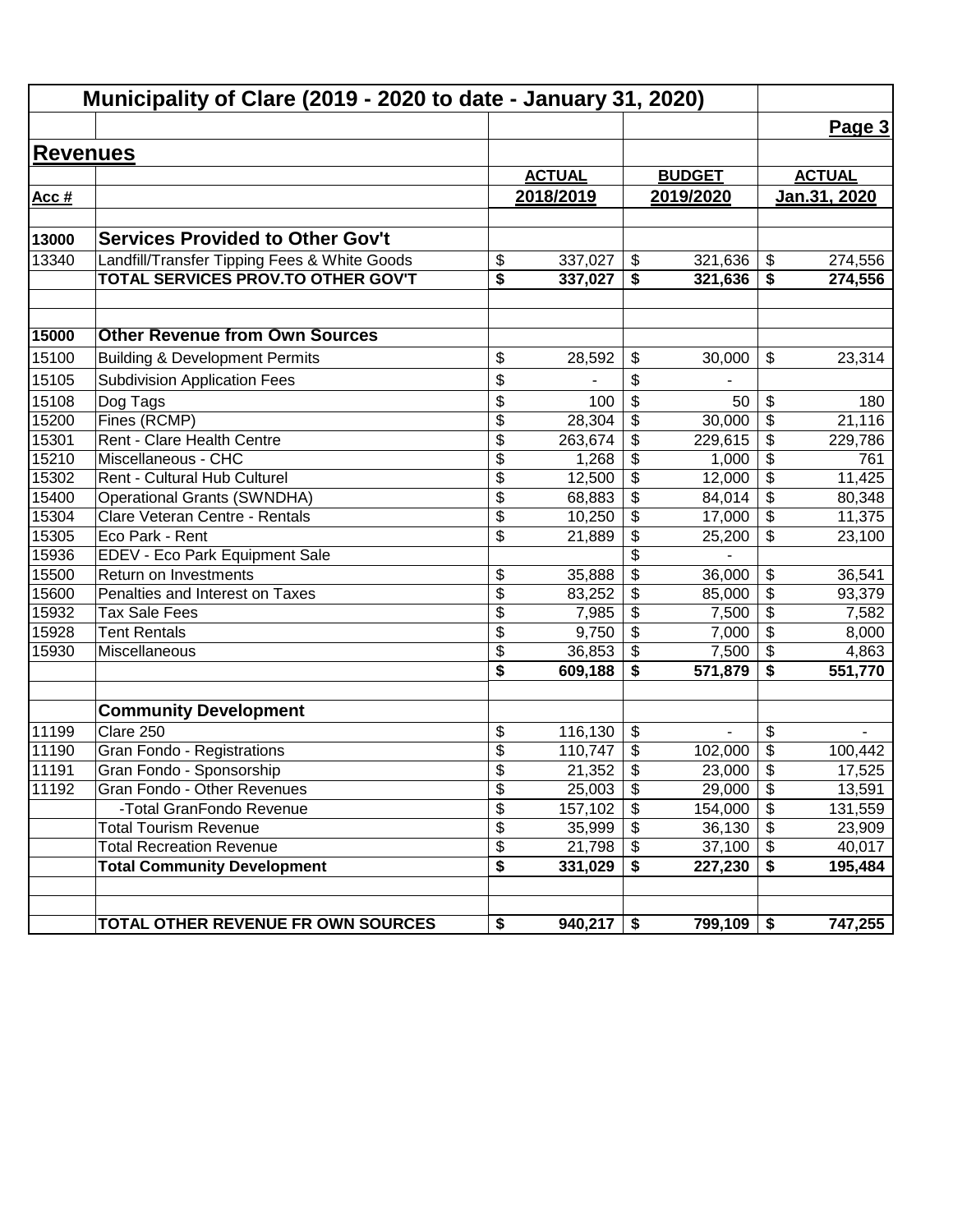# Municipality of Clare (2019 - 2020 to date - January 31, 2020)

**Page 3**

## Revenues

| Acc # | | ACTUAL 2018/2019 | BUDGET 2019/2020 | ACTUAL Jan.31, 2020 |
|---|---|---|---|---|
| **13000** | **Services Provided to Other Gov't** | | | |
| 13340 | Landfill/Transfer Tipping Fees & White Goods | $ 337,027 | $ 321,636 | $ 274,556 |
| | **TOTAL SERVICES PROV.TO OTHER GOV'T** | **$ 337,027** | **$ 321,636** | **$ 274,556** |
| | | | | |
| **15000** | **Other Revenue from Own Sources** | | | |
| 15100 | Building & Development Permits | $ 28,592 | $ 30,000 | $ 23,314 |
| 15105 | Subdivision Application Fees | $ - | $ - | |
| 15108 | Dog Tags | $ 100 | $ 50 | $ 180 |
| 15200 | Fines (RCMP) | $ 28,304 | $ 30,000 | $ 21,116 |
| 15301 | Rent - Clare Health Centre | $ 263,674 | $ 229,615 | $ 229,786 |
| 15210 | Miscellaneous - CHC | $ 1,268 | $ 1,000 | $ 761 |
| 15302 | Rent - Cultural Hub Culturel | $ 12,500 | $ 12,000 | $ 11,425 |
| 15400 | Operational Grants (SWNDHA) | $ 68,883 | $ 84,014 | $ 80,348 |
| 15304 | Clare Veteran Centre - Rentals | $ 10,250 | $ 17,000 | $ 11,375 |
| 15305 | Eco Park - Rent | $ 21,889 | $ 25,200 | $ 23,100 |
| 15936 | EDEV - Eco Park Equipment Sale | | $ - | |
| 15500 | Return on Investments | $ 35,888 | $ 36,000 | $ 36,541 |
| 15600 | Penalties and Interest on Taxes | $ 83,252 | $ 85,000 | $ 93,379 |
| 15932 | Tax Sale Fees | $ 7,985 | $ 7,500 | $ 7,582 |
| 15928 | Tent Rentals | $ 9,750 | $ 7,000 | $ 8,000 |
| 15930 | Miscellaneous | $ 36,853 | $ 7,500 | $ 4,863 |
| | | **$ 609,188** | **$ 571,879** | **$ 551,770** |
| | | | | |
| | **Community Development** | | | |
| 11199 | Clare 250 | $ 116,130 | $ - | $ - |
| 11190 | Gran Fondo - Registrations | $ 110,747 | $ 102,000 | $ 100,442 |
| 11191 | Gran Fondo - Sponsorship | $ 21,352 | $ 23,000 | $ 17,525 |
| 11192 | Gran Fondo - Other Revenues | $ 25,003 | $ 29,000 | $ 13,591 |
| | -Total GranFondo Revenue | $ 157,102 | $ 154,000 | $ 131,559 |
| | Total Tourism Revenue | $ 35,999 | $ 36,130 | $ 23,909 |
| | Total Recreation Revenue | $ 21,798 | $ 37,100 | $ 40,017 |
| | **Total Community Development** | **$ 331,029** | **$ 227,230** | **$ 195,484** |
| | | | | |
| | **TOTAL OTHER REVENUE FR OWN SOURCES** | **$ 940,217** | **$ 799,109** | **$ 747,255** |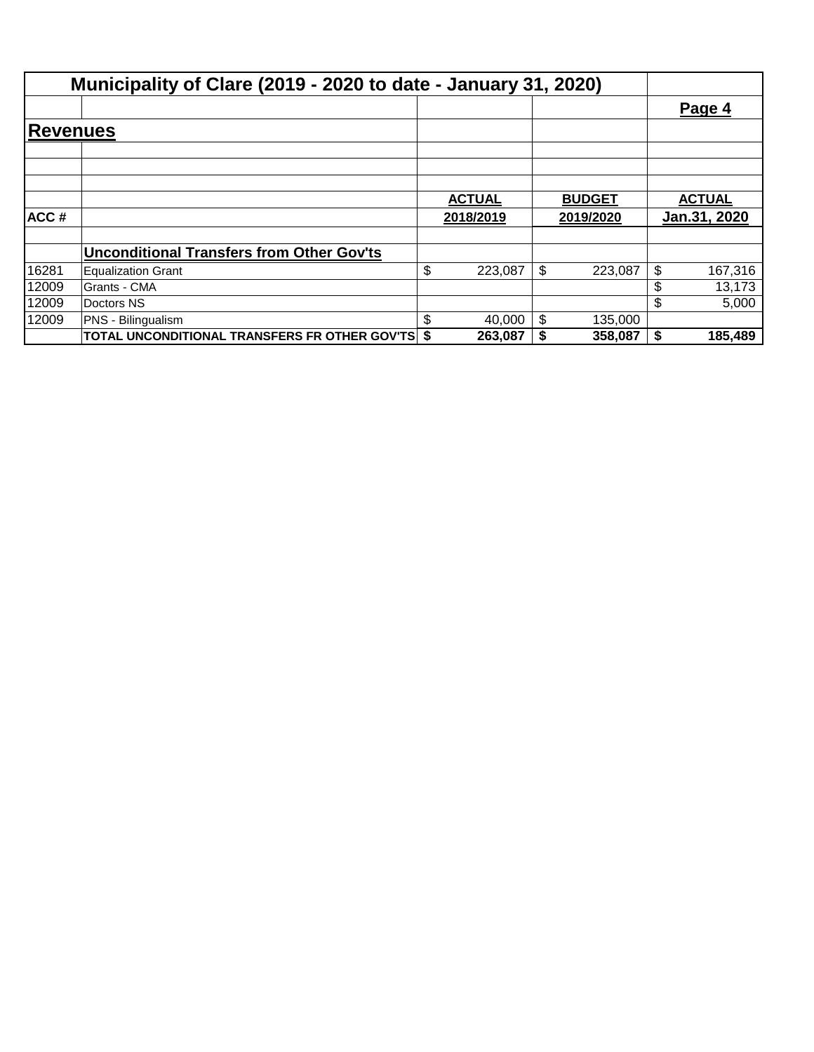# Municipality of Clare (2019 - 2020 to date - January 31, 2020)

**Page 4**

## Revenues

| ACC # | | ACTUAL 2018/2019 | BUDGET 2019/2020 | ACTUAL Jan.31, 2020 |
|---|---|---|---|---|
| | **Unconditional Transfers from Other Gov'ts** | | | |
| 16281 | Equalization Grant | $ 223,087 | $ 223,087 | $ 167,316 |
| 12009 | Grants - CMA | | | $ 13,173 |
| 12009 | Doctors NS | | | $ 5,000 |
| 12009 | PNS - Bilingualism | $ 40,000 | $ 135,000 | |
| | **TOTAL UNCONDITIONAL TRANSFERS FR OTHER GOV'TS** | **$ 263,087** | **$ 358,087** | **$ 185,489** |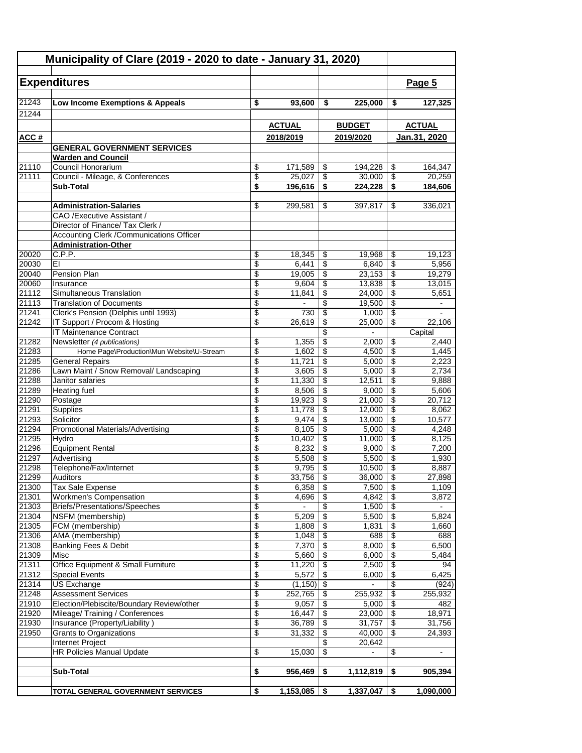# Municipality of Clare (2019 - 2020 to date - January 31, 2020)

## Expenditures

**Page 5**

| ACC # | | ACTUAL 2018/2019 | BUDGET 2019/2020 | ACTUAL Jan.31, 2020 |
|---|---|---|---|---|
| 21243 | **Low Income Exemptions & Appeals** | **$ 93,600** | **$ 225,000** | **$ 127,325** |
| 21244 | | | | |
| | **GENERAL GOVERNMENT SERVICES** | | | |
| | **Warden and Council** | | | |
| 21110 | Council Honorarium | $ 171,589 | $ 194,228 | $ 164,347 |
| 21111 | Council - Mileage, & Conferences | $ 25,027 | $ 30,000 | $ 20,259 |
| | **Sub-Total** | **$ 196,616** | **$ 224,228** | **$ 184,606** |
| | | | | |
| | **Administration-Salaries** | $ 299,581 | $ 397,817 | $ 336,021 |
| | CAO /Executive Assistant / | | | |
| | Director of Finance/ Tax Clerk / | | | |
| | Accounting Clerk /Communications Officer | | | |
| | **Administration-Other** | | | |
| 20020 | C.P.P. | $ 18,345 | $ 19,968 | $ 19,123 |
| 20030 | EI | $ 6,441 | $ 6,840 | $ 5,956 |
| 20040 | Pension Plan | $ 19,005 | $ 23,153 | $ 19,279 |
| 20060 | Insurance | $ 9,604 | $ 13,838 | $ 13,015 |
| 21112 | Simultaneous Translation | $ 11,841 | $ 24,000 | $ 5,651 |
| 21113 | Translation of Documents | $ - | $ 19,500 | $ - |
| 21241 | Clerk's Pension (Delphis until 1993) | $ 730 | $ 1,000 | $ - |
| 21242 | IT Support / Procom & Hosting | $ 26,619 | $ 25,000 | $ 22,106 |
| | IT Maintenance Contract | | $ - | Capital |
| 21282 | Newsletter *(4 publications)* | $ 1,355 | $ 2,000 | $ 2,440 |
| 21283 | Home Page\Production\Mun Website\U-Stream | $ 1,602 | $ 4,500 | $ 1,445 |
| 21285 | General Repairs | $ 11,721 | $ 5,000 | $ 2,223 |
| 21286 | Lawn Maint / Snow Removal/ Landscaping | $ 3,605 | $ 5,000 | $ 2,734 |
| 21288 | Janitor salaries | $ 11,330 | $ 12,511 | $ 9,888 |
| 21289 | Heating fuel | $ 8,506 | $ 9,000 | $ 5,606 |
| 21290 | Postage | $ 19,923 | $ 21,000 | $ 20,712 |
| 21291 | Supplies | $ 11,778 | $ 12,000 | $ 8,062 |
| 21293 | Solicitor | $ 9,474 | $ 13,000 | $ 10,577 |
| 21294 | Promotional Materials/Advertising | $ 8,105 | $ 5,000 | $ 4,248 |
| 21295 | Hydro | $ 10,402 | $ 11,000 | $ 8,125 |
| 21296 | Equipment Rental | $ 8,232 | $ 9,000 | $ 7,200 |
| 21297 | Advertising | $ 5,508 | $ 5,500 | $ 1,930 |
| 21298 | Telephone/Fax/Internet | $ 9,795 | $ 10,500 | $ 8,887 |
| 21299 | Auditors | $ 33,756 | $ 36,000 | $ 27,898 |
| 21300 | Tax Sale Expense | $ 6,358 | $ 7,500 | $ 1,109 |
| 21301 | Workmen's Compensation | $ 4,696 | $ 4,842 | $ 3,872 |
| 21303 | Briefs/Presentations/Speeches | $ - | $ 1,500 | $ - |
| 21304 | NSFM (membership) | $ 5,209 | $ 5,500 | $ 5,824 |
| 21305 | FCM (membership) | $ 1,808 | $ 1,831 | $ 1,660 |
| 21306 | AMA (membership) | $ 1,048 | $ 688 | $ 688 |
| 21308 | Banking Fees & Debit | $ 7,370 | $ 8,000 | $ 6,500 |
| 21309 | Misc | $ 5,660 | $ 6,000 | $ 5,484 |
| 21311 | Office Equipment & Small Furniture | $ 11,220 | $ 2,500 | $ 94 |
| 21312 | Special Events | $ 5,572 | $ 6,000 | $ 6,425 |
| 21314 | US Exchange | $ (1,150) | $ - | $ (924) |
| 21248 | Assessment Services | $ 252,765 | $ 255,932 | $ 255,932 |
| 21910 | Election/Plebiscite/Boundary Review/other | $ 9,057 | $ 5,000 | $ 482 |
| 21920 | Mileage/ Training / Conferences | $ 16,447 | $ 23,000 | $ 18,971 |
| 21930 | Insurance (Property/Liability ) | $ 36,789 | $ 31,757 | $ 31,756 |
| 21950 | Grants to Organizations | $ 31,332 | $ 40,000 | $ 24,393 |
| | Internet Project | | $ 20,642 | |
| | HR Policies Manual Update | $ 15,030 | $ - | $ - |
| | | | | |
| | **Sub-Total** | **$ 956,469** | **$ 1,112,819** | **$ 905,394** |
| | | | | |
| | **TOTAL GENERAL GOVERNMENT SERVICES** | **$ 1,153,085** | **$ 1,337,047** | **$ 1,090,000** |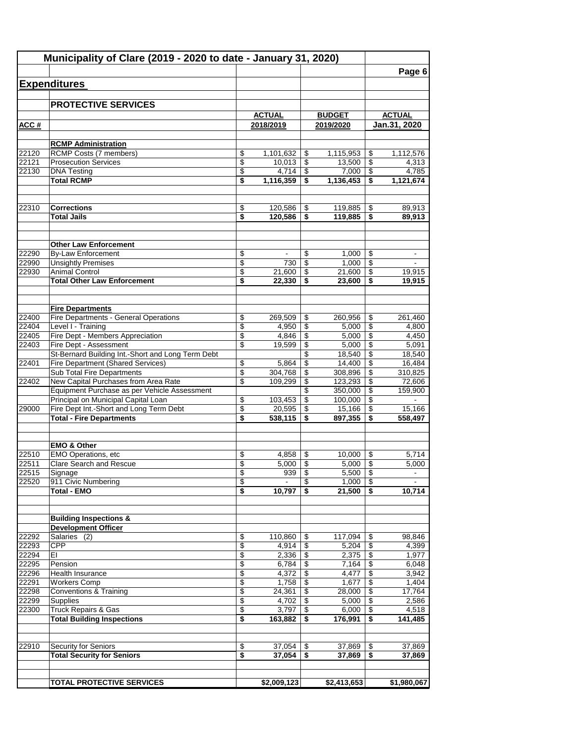## Municipality of Clare (2019 - 2020 to date - January 31, 2020)

Page 6

### Expenditures

#### PROTECTIVE SERVICES

| ACC # | | ACTUAL 2018/2019 | BUDGET 2019/2020 | ACTUAL Jan.31, 2020 |
|---|---|---|---|---|
| | **RCMP Administration** | | | |
| 22120 | RCMP Costs (7 members) | $ 1,101,632 | $ 1,115,953 | $ 1,112,576 |
| 22121 | Prosecution Services | $ 10,013 | $ 13,500 | $ 4,313 |
| 22130 | DNA Testing | $ 4,714 | $ 7,000 | $ 4,785 |
| | **Total RCMP** | **$ 1,116,359** | **$ 1,136,453** | **$ 1,121,674** |
| | | | | |
| 22310 | **Corrections** | $ 120,586 | $ 119,885 | $ 89,913 |
| | **Total Jails** | **$ 120,586** | **$ 119,885** | **$ 89,913** |
| | | | | |
| | **Other Law Enforcement** | | | |
| 22290 | By-Law Enforcement | $ - | $ 1,000 | $ - |
| 22990 | Unsightly Premises | $ 730 | $ 1,000 | $ - |
| 22930 | Animal Control | $ 21,600 | $ 21,600 | $ 19,915 |
| | **Total Other Law Enforcement** | **$ 22,330** | **$ 23,600** | **$ 19,915** |
| | | | | |
| | **Fire Departments** | | | |
| 22400 | Fire Departments - General Operations | $ 269,509 | $ 260,956 | $ 261,460 |
| 22404 | Level I - Training | $ 4,950 | $ 5,000 | $ 4,800 |
| 22405 | Fire Dept - Members Appreciation | $ 4,846 | $ 5,000 | $ 4,450 |
| 22403 | Fire Dept - Assessment | $ 19,599 | $ 5,000 | $ 5,091 |
| | St-Bernard Building Int.-Short and Long Term Debt | | $ 18,540 | $ 18,540 |
| 22401 | Fire Department (Shared Services) | $ 5,864 | $ 14,400 | $ 16,484 |
| | Sub Total Fire Departments | $ 304,768 | $ 308,896 | $ 310,825 |
| 22402 | New Capital Purchases from Area Rate | $ 109,299 | $ 123,293 | $ 72,606 |
| | Equipment Purchase as per Vehicle Assessment | | $ 350,000 | $ 159,900 |
| | Principal on Municipal Capital Loan | $ 103,453 | $ 100,000 | $ - |
| 29000 | Fire Dept Int.-Short and Long Term Debt | $ 20,595 | $ 15,166 | $ 15,166 |
| | **Total - Fire Departments** | **$ 538,115** | **$ 897,355** | **$ 558,497** |
| | | | | |
| | **EMO & Other** | | | |
| 22510 | EMO Operations, etc | $ 4,858 | $ 10,000 | $ 5,714 |
| 22511 | Clare Search and Rescue | $ 5,000 | $ 5,000 | $ 5,000 |
| 22515 | Signage | $ 939 | $ 5,500 | $ - |
| 22520 | 911 Civic Numbering | $ - | $ 1,000 | $ - |
| | **Total - EMO** | **$ 10,797** | **$ 21,500** | **$ 10,714** |
| | | | | |
| | **Building Inspections & Development Officer** | | | |
| 22292 | Salaries (2) | $ 110,860 | $ 117,094 | $ 98,846 |
| 22293 | CPP | $ 4,914 | $ 5,204 | $ 4,399 |
| 22294 | EI | $ 2,336 | $ 2,375 | $ 1,977 |
| 22295 | Pension | $ 6,784 | $ 7,164 | $ 6,048 |
| 22296 | Health Insurance | $ 4,372 | $ 4,477 | $ 3,942 |
| 22291 | Workers Comp | $ 1,758 | $ 1,677 | $ 1,404 |
| 22298 | Conventions & Training | $ 24,361 | $ 28,000 | $ 17,764 |
| 22299 | Supplies | $ 4,702 | $ 5,000 | $ 2,586 |
| 22300 | Truck Repairs & Gas | $ 3,797 | $ 6,000 | $ 4,518 |
| | **Total Building Inspections** | **$ 163,882** | **$ 176,991** | **$ 141,485** |
| | | | | |
| 22910 | Security for Seniors | $ 37,054 | $ 37,869 | $ 37,869 |
| | **Total Security for Seniors** | **$ 37,054** | **$ 37,869** | **$ 37,869** |
| | | | | |
| | **TOTAL PROTECTIVE SERVICES** | **$2,009,123** | **$2,413,653** | **$1,980,067** |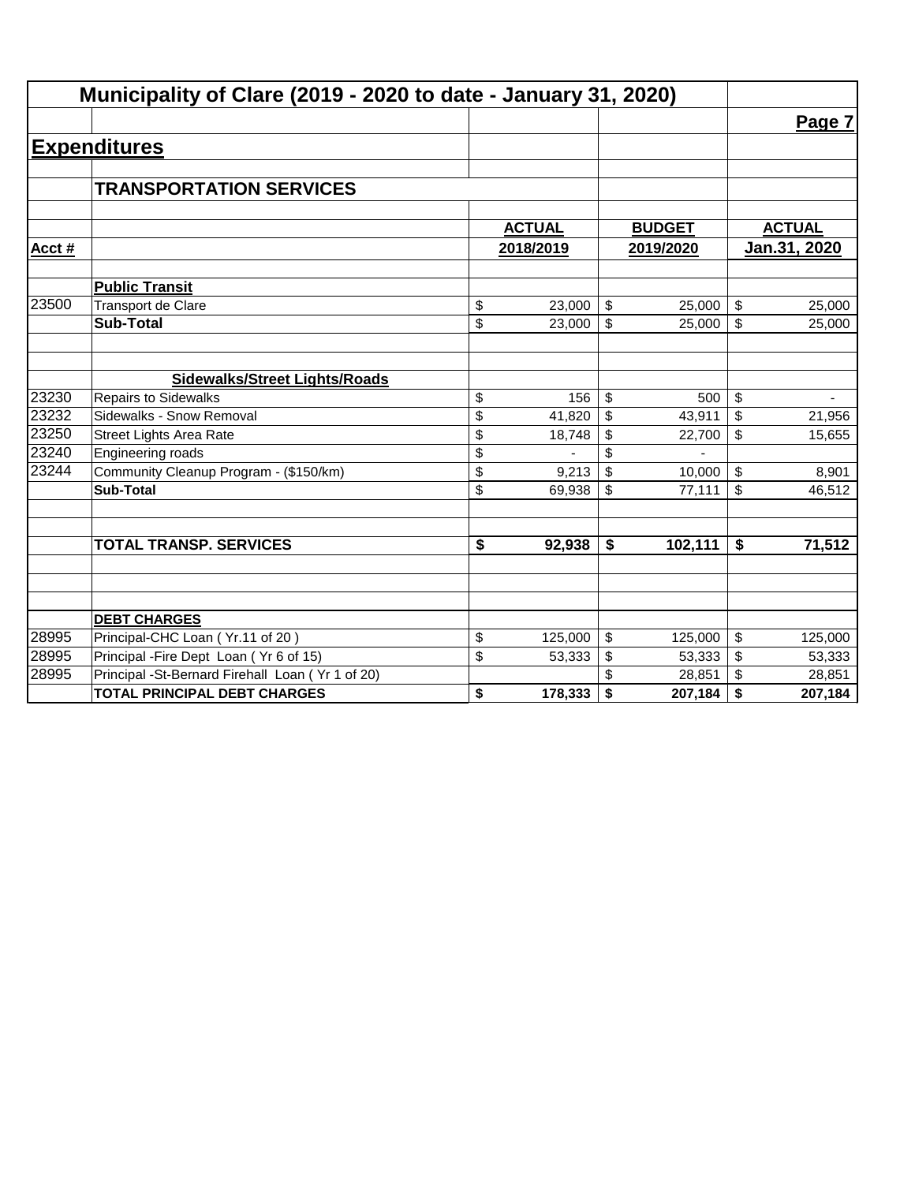# Municipality of Clare (2019 - 2020 to date - January 31, 2020)

## Expenditures

### TRANSPORTATION SERVICES

| Acct # | | ACTUAL 2018/2019 | BUDGET 2019/2020 | ACTUAL Jan.31, 2020 |
|---|---|---|---|---|
| | **Public Transit** | | | |
| 23500 | Transport de Clare | $ 23,000 | $ 25,000 | $ 25,000 |
| | **Sub-Total** | $ 23,000 | $ 25,000 | $ 25,000 |
| | | | | |
| | **Sidewalks/Street Lights/Roads** | | | |
| 23230 | Repairs to Sidewalks | $ 156 | $ 500 | $ - |
| 23232 | Sidewalks - Snow Removal | $ 41,820 | $ 43,911 | $ 21,956 |
| 23250 | Street Lights Area Rate | $ 18,748 | $ 22,700 | $ 15,655 |
| 23240 | Engineering roads | $ - | $ - | |
| 23244 | Community Cleanup Program - ($150/km) | $ 9,213 | $ 10,000 | $ 8,901 |
| | **Sub-Total** | $ 69,938 | $ 77,111 | $ 46,512 |
| | | | | |
| | **TOTAL TRANSP. SERVICES** | **$ 92,938** | **$ 102,111** | **$ 71,512** |
| | | | | |
| | **DEBT CHARGES** | | | |
| 28995 | Principal-CHC Loan ( Yr.11 of 20 ) | $ 125,000 | $ 125,000 | $ 125,000 |
| 28995 | Principal -Fire Dept Loan ( Yr 6 of 15) | $ 53,333 | $ 53,333 | $ 53,333 |
| 28995 | Principal -St-Bernard Firehall Loan ( Yr 1 of 20) | | $ 28,851 | $ 28,851 |
| | **TOTAL PRINCIPAL DEBT CHARGES** | **$ 178,333** | **$ 207,184** | **$ 207,184** |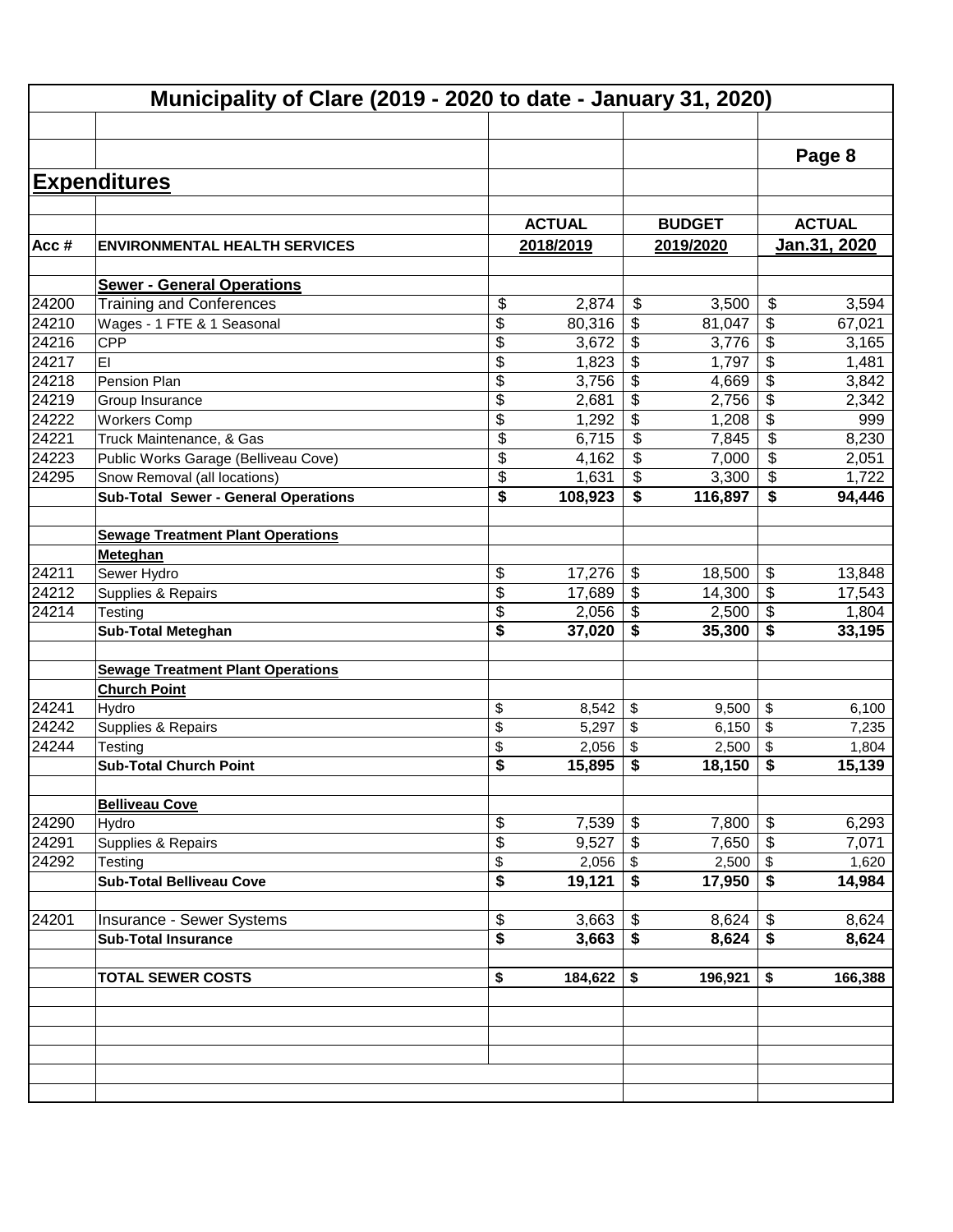# Municipality of Clare (2019 - 2020 to date - January 31, 2020)

Page 8

## Expenditures

| Acc # | ENVIRONMENTAL HEALTH SERVICES | ACTUAL 2018/2019 | BUDGET 2019/2020 | ACTUAL Jan.31, 2020 |
|---|---|---|---|---|
| | **Sewer - General Operations** | | | |
| 24200 | Training and Conferences | $ 2,874 | $ 3,500 | $ 3,594 |
| 24210 | Wages - 1 FTE & 1 Seasonal | $ 80,316 | $ 81,047 | $ 67,021 |
| 24216 | CPP | $ 3,672 | $ 3,776 | $ 3,165 |
| 24217 | EI | $ 1,823 | $ 1,797 | $ 1,481 |
| 24218 | Pension Plan | $ 3,756 | $ 4,669 | $ 3,842 |
| 24219 | Group Insurance | $ 2,681 | $ 2,756 | $ 2,342 |
| 24222 | Workers Comp | $ 1,292 | $ 1,208 | $ 999 |
| 24221 | Truck Maintenance, & Gas | $ 6,715 | $ 7,845 | $ 8,230 |
| 24223 | Public Works Garage (Belliveau Cove) | $ 4,162 | $ 7,000 | $ 2,051 |
| 24295 | Snow Removal (all locations) | $ 1,631 | $ 3,300 | $ 1,722 |
| | **Sub-Total Sewer - General Operations** | **$ 108,923** | **$ 116,897** | **$ 94,446** |
| | **Sewage Treatment Plant Operations** | | | |
| | **Meteghan** | | | |
| 24211 | Sewer Hydro | $ 17,276 | $ 18,500 | $ 13,848 |
| 24212 | Supplies & Repairs | $ 17,689 | $ 14,300 | $ 17,543 |
| 24214 | Testing | $ 2,056 | $ 2,500 | $ 1,804 |
| | **Sub-Total Meteghan** | **$ 37,020** | **$ 35,300** | **$ 33,195** |
| | **Sewage Treatment Plant Operations** | | | |
| | **Church Point** | | | |
| 24241 | Hydro | $ 8,542 | $ 9,500 | $ 6,100 |
| 24242 | Supplies & Repairs | $ 5,297 | $ 6,150 | $ 7,235 |
| 24244 | Testing | $ 2,056 | $ 2,500 | $ 1,804 |
| | **Sub-Total Church Point** | **$ 15,895** | **$ 18,150** | **$ 15,139** |
| | **Belliveau Cove** | | | |
| 24290 | Hydro | $ 7,539 | $ 7,800 | $ 6,293 |
| 24291 | Supplies & Repairs | $ 9,527 | $ 7,650 | $ 7,071 |
| 24292 | Testing | $ 2,056 | $ 2,500 | $ 1,620 |
| | **Sub-Total Belliveau Cove** | **$ 19,121** | **$ 17,950** | **$ 14,984** |
| 24201 | Insurance - Sewer Systems | $ 3,663 | $ 8,624 | $ 8,624 |
| | **Sub-Total Insurance** | **$ 3,663** | **$ 8,624** | **$ 8,624** |
| | **TOTAL SEWER COSTS** | **$ 184,622** | **$ 196,921** | **$ 166,388** |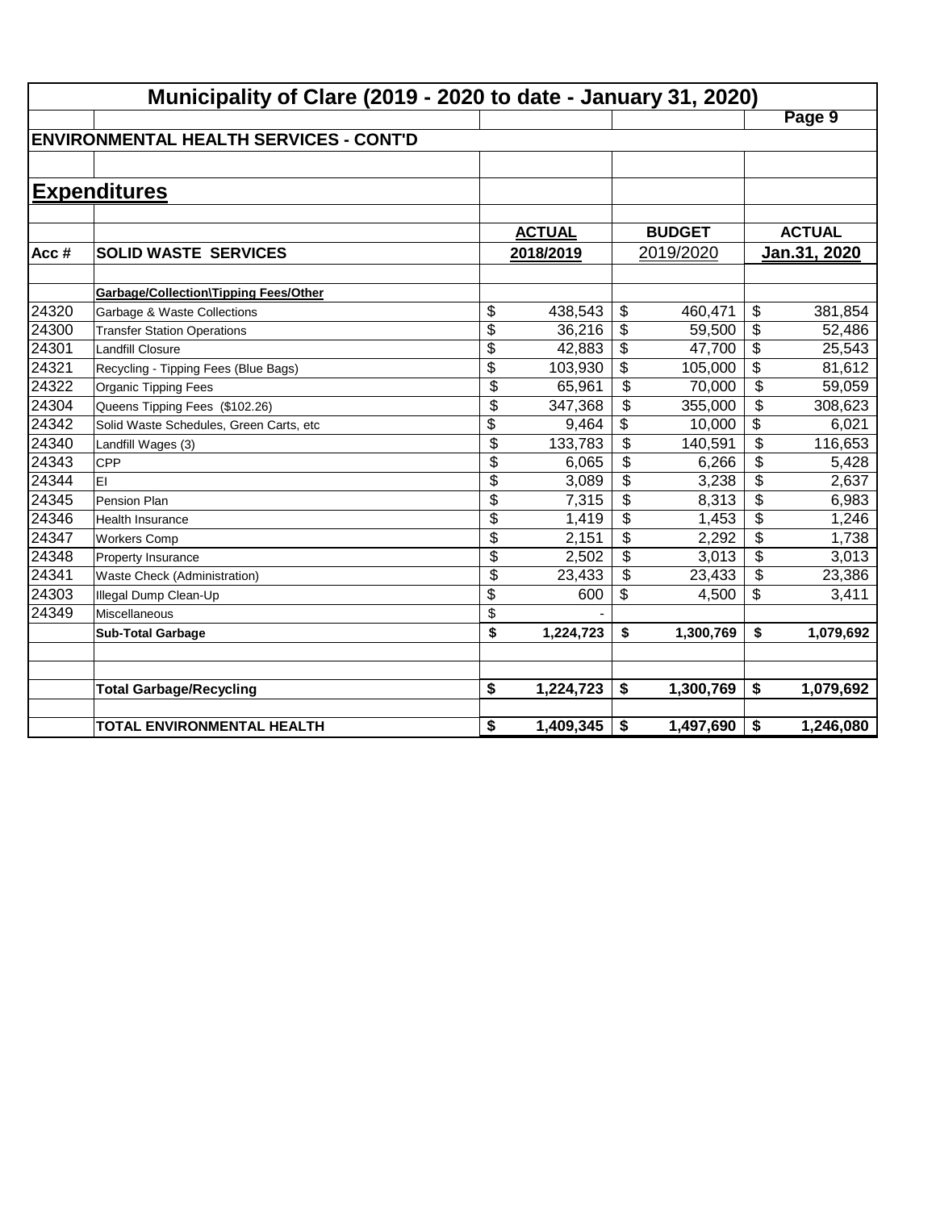# Municipality of Clare (2019 - 2020 to date - January 31, 2020)

## ENVIRONMENTAL HEALTH SERVICES - CONT'D

## Expenditures

| Acc # | SOLID WASTE SERVICES | ACTUAL 2018/2019 | BUDGET 2019/2020 | ACTUAL Jan.31, 2020 |
|---|---|---|---|---|
| | **Garbage/Collection\Tipping Fees/Other** | | | |
| 24320 | Garbage & Waste Collections | $ 438,543 | $ 460,471 | $ 381,854 |
| 24300 | Transfer Station Operations | $ 36,216 | $ 59,500 | $ 52,486 |
| 24301 | Landfill Closure | $ 42,883 | $ 47,700 | $ 25,543 |
| 24321 | Recycling - Tipping Fees (Blue Bags) | $ 103,930 | $ 105,000 | $ 81,612 |
| 24322 | Organic Tipping Fees | $ 65,961 | $ 70,000 | $ 59,059 |
| 24304 | Queens Tipping Fees ($102.26) | $ 347,368 | $ 355,000 | $ 308,623 |
| 24342 | Solid Waste Schedules, Green Carts, etc | $ 9,464 | $ 10,000 | $ 6,021 |
| 24340 | Landfill Wages (3) | $ 133,783 | $ 140,591 | $ 116,653 |
| 24343 | CPP | $ 6,065 | $ 6,266 | $ 5,428 |
| 24344 | EI | $ 3,089 | $ 3,238 | $ 2,637 |
| 24345 | Pension Plan | $ 7,315 | $ 8,313 | $ 6,983 |
| 24346 | Health Insurance | $ 1,419 | $ 1,453 | $ 1,246 |
| 24347 | Workers Comp | $ 2,151 | $ 2,292 | $ 1,738 |
| 24348 | Property Insurance | $ 2,502 | $ 3,013 | $ 3,013 |
| 24341 | Waste Check (Administration) | $ 23,433 | $ 23,433 | $ 23,386 |
| 24303 | Illegal Dump Clean-Up | $ 600 | $ 4,500 | $ 3,411 |
| 24349 | Miscellaneous | $ - | | |
| | **Sub-Total Garbage** | **$ 1,224,723** | **$ 1,300,769** | **$ 1,079,692** |
| | | | | |
| | **Total Garbage/Recycling** | **$ 1,224,723** | **$ 1,300,769** | **$ 1,079,692** |
| | | | | |
| | **TOTAL ENVIRONMENTAL HEALTH** | **$ 1,409,345** | **$ 1,497,690** | **$ 1,246,080** |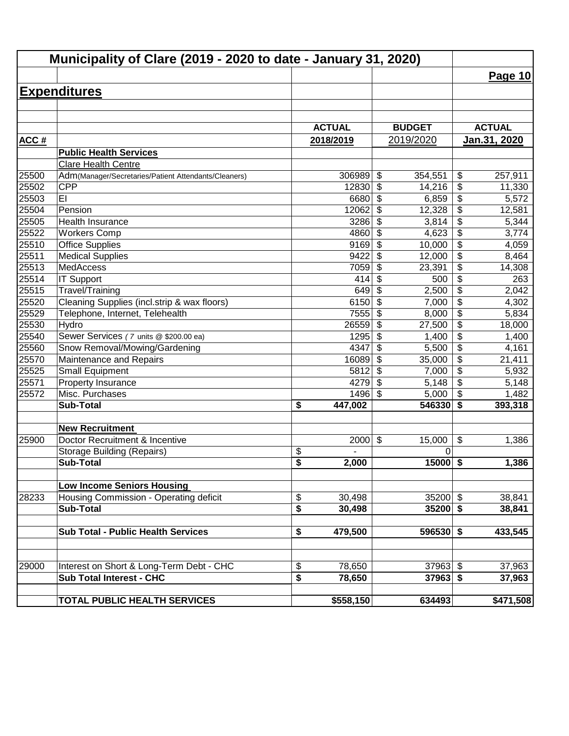# Municipality of Clare (2019 - 2020 to date - January 31, 2020)

**Page 10**

## Expenditures

| ACC # | | ACTUAL 2018/2019 | BUDGET 2019/2020 | ACTUAL Jan.31, 2020 |
|---|---|---|---|---|
| | **Public Health Services** | | | |
| | Clare Health Centre | | | |
| 25500 | Adm(Manager/Secretaries/Patient Attendants/Cleaners) | 306989 | $ 354,551 | $ 257,911 |
| 25502 | CPP | 12830 | $ 14,216 | $ 11,330 |
| 25503 | EI | 6680 | $ 6,859 | $ 5,572 |
| 25504 | Pension | 12062 | $ 12,328 | $ 12,581 |
| 25505 | Health Insurance | 3286 | $ 3,814 | $ 5,344 |
| 25522 | Workers Comp | 4860 | $ 4,623 | $ 3,774 |
| 25510 | Office Supplies | 9169 | $ 10,000 | $ 4,059 |
| 25511 | Medical Supplies | 9422 | $ 12,000 | $ 8,464 |
| 25513 | MedAccess | 7059 | $ 23,391 | $ 14,308 |
| 25514 | IT Support | 414 | $ 500 | $ 263 |
| 25515 | Travel/Training | 649 | $ 2,500 | $ 2,042 |
| 25520 | Cleaning Supplies (incl.strip & wax floors) | 6150 | $ 7,000 | $ 4,302 |
| 25529 | Telephone, Internet, Telehealth | 7555 | $ 8,000 | $ 5,834 |
| 25530 | Hydro | 26559 | $ 27,500 | $ 18,000 |
| 25540 | Sewer Services ( 7 units @ $200.00 ea) | 1295 | $ 1,400 | $ 1,400 |
| 25560 | Snow Removal/Mowing/Gardening | 4347 | $ 5,500 | $ 4,161 |
| 25570 | Maintenance and Repairs | 16089 | $ 35,000 | $ 21,411 |
| 25525 | Small Equipment | 5812 | $ 7,000 | $ 5,932 |
| 25571 | Property Insurance | 4279 | $ 5,148 | $ 5,148 |
| 25572 | Misc. Purchases | 1496 | $ 5,000 | $ 1,482 |
| | **Sub-Total** | **$ 447,002** | **546330** | **$ 393,318** |
| | | | | |
| | **New Recruitment** | | | |
| 25900 | Doctor Recruitment & Incentive | 2000 | $ 15,000 | $ 1,386 |
| | Storage Building (Repairs) | $ - | 0 | |
| | **Sub-Total** | **$ 2,000** | **15000** | **$ 1,386** |
| | | | | |
| | **Low Income Seniors Housing** | | | |
| 28233 | Housing Commission - Operating deficit | $ 30,498 | 35200 | $ 38,841 |
| | **Sub-Total** | **$ 30,498** | **35200** | **$ 38,841** |
| | | | | |
| | **Sub Total - Public Health Services** | **$ 479,500** | **596530** | **$ 433,545** |
| | | | | |
| 29000 | Interest on Short & Long-Term Debt - CHC | $ 78,650 | 37963 | $ 37,963 |
| | **Sub Total Interest - CHC** | **$ 78,650** | **37963** | **$ 37,963** |
| | | | | |
| | **TOTAL PUBLIC HEALTH SERVICES** | **$558,150** | **634493** | **$471,508** |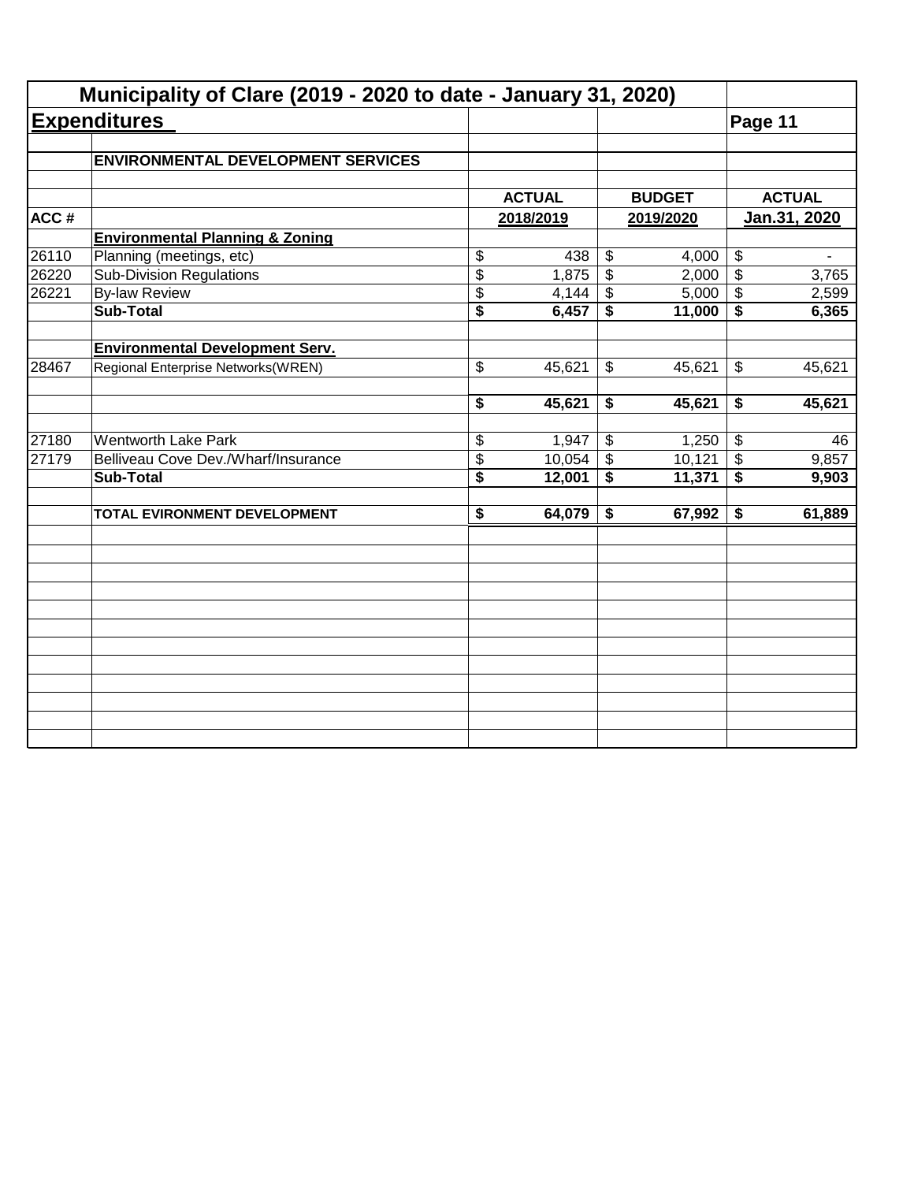# Municipality of Clare (2019 - 2020 to date - January 31, 2020)

## Expenditures

Page 11

| | ENVIRONMENTAL DEVELOPMENT SERVICES | | | |
|---|---|---|---|---|
| | | **ACTUAL** | **BUDGET** | **ACTUAL** |
| **ACC #** | | **2018/2019** | **2019/2020** | **Jan.31, 2020** |
| | **Environmental Planning & Zoning** | | | |
| 26110 | Planning (meetings, etc) | $ 438 | $ 4,000 | $ - |
| 26220 | Sub-Division Regulations | $ 1,875 | $ 2,000 | $ 3,765 |
| 26221 | By-law Review | $ 4,144 | $ 5,000 | $ 2,599 |
| | **Sub-Total** | **$ 6,457** | **$ 11,000** | **$ 6,365** |
| | **Environmental Development Serv.** | | | |
| 28467 | Regional Enterprise Networks(WREN) | $ 45,621 | $ 45,621 | $ 45,621 |
| | | **$ 45,621** | **$ 45,621** | **$ 45,621** |
| 27180 | Wentworth Lake Park | $ 1,947 | $ 1,250 | $ 46 |
| 27179 | Belliveau Cove Dev./Wharf/Insurance | $ 10,054 | $ 10,121 | $ 9,857 |
| | **Sub-Total** | **$ 12,001** | **$ 11,371** | **$ 9,903** |
| | **TOTAL EVIRONMENT DEVELOPMENT** | **$ 64,079** | **$ 67,992** | **$ 61,889** |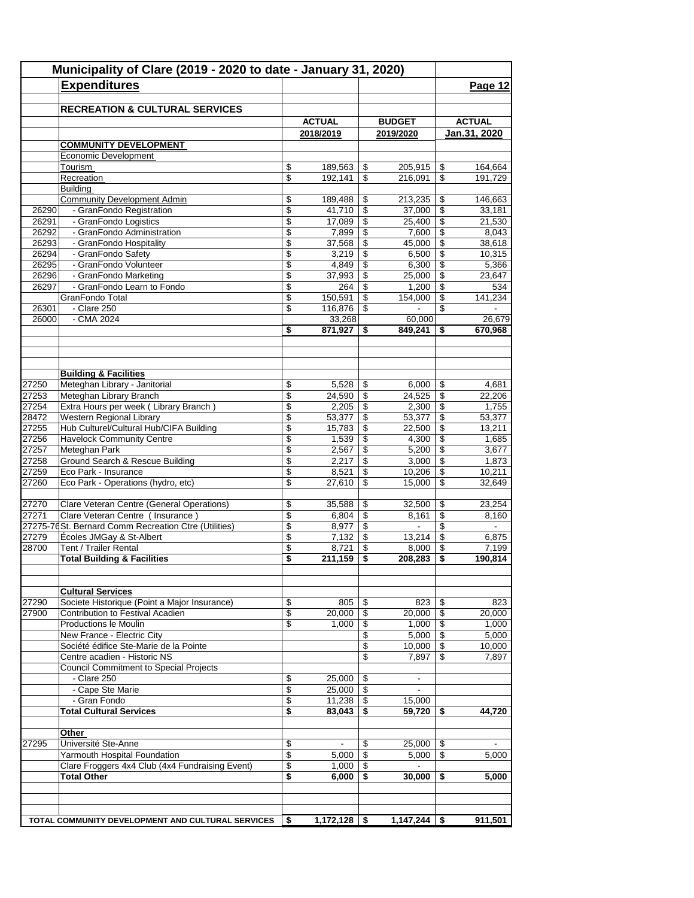# Municipality of Clare (2019 - 2020 to date - January 31, 2020)

## Expenditures

Page 12

### RECREATION & CULTURAL SERVICES

| | | ACTUAL 2018/2019 | BUDGET 2019/2020 | ACTUAL Jan.31, 2020 |
|---|---|---|---|---|
| | **COMMUNITY DEVELOPMENT** | | | |
| | Economic Development | | | |
| | Tourism | $ 189,563 | $ 205,915 | $ 164,664 |
| | Recreation | $ 192,141 | $ 216,091 | $ 191,729 |
| | Building | | | |
| | Community Development Admin | $ 189,488 | $ 213,235 | $ 146,663 |
| 26290 | - GranFondo Registration | $ 41,710 | $ 37,000 | $ 33,181 |
| 26291 | - GranFondo Logistics | $ 17,089 | $ 25,400 | $ 21,530 |
| 26292 | - GranFondo Administration | $ 7,899 | $ 7,600 | $ 8,043 |
| 26293 | - GranFondo Hospitality | $ 37,568 | $ 45,000 | $ 38,618 |
| 26294 | - GranFondo Safety | $ 3,219 | $ 6,500 | $ 10,315 |
| 26295 | - GranFondo Volunteer | $ 4,849 | $ 6,300 | $ 5,366 |
| 26296 | - GranFondo Marketing | $ 37,993 | $ 25,000 | $ 23,647 |
| 26297 | - GranFondo Learn to Fondo | $ 264 | $ 1,200 | $ 534 |
| | GranFondo Total | $ 150,591 | $ 154,000 | $ 141,234 |
| 26301 | - Clare 250 | $ 116,876 | $ - | $ - |
| 26000 | - CMA 2024 | 33,268 | 60,000 | 26,679 |
| | | **$ 871,927** | **$ 849,241** | **$ 670,968** |
| | | | | |
| | **Building & Facilities** | | | |
| 27250 | Meteghan Library - Janitorial | $ 5,528 | $ 6,000 | $ 4,681 |
| 27253 | Meteghan Library Branch | $ 24,590 | $ 24,525 | $ 22,206 |
| 27254 | Extra Hours per week ( Library Branch ) | $ 2,205 | $ 2,300 | $ 1,755 |
| 28472 | Western Regional Library | $ 53,377 | $ 53,377 | $ 53,377 |
| 27255 | Hub Culturel/Cultural Hub/CIFA Building | $ 15,783 | $ 22,500 | $ 13,211 |
| 27256 | Havelock Community Centre | $ 1,539 | $ 4,300 | $ 1,685 |
| 27257 | Meteghan Park | $ 2,567 | $ 5,200 | $ 3,677 |
| 27258 | Ground Search & Rescue Building | $ 2,217 | $ 3,000 | $ 1,873 |
| 27259 | Eco Park - Insurance | $ 8,521 | $ 10,206 | $ 10,211 |
| 27260 | Eco Park - Operations (hydro, etc) | $ 27,610 | $ 15,000 | $ 32,649 |
| | | | | |
| 27270 | Clare Veteran Centre (General Operations) | $ 35,588 | $ 32,500 | $ 23,254 |
| 27271 | Clare Veteran Centre ( Insurance ) | $ 6,804 | $ 8,161 | $ 8,160 |
| 27275-76 | St. Bernard Comm Recreation Ctre (Utilities) | $ 8,977 | $ - | $ - |
| 27279 | Écoles JMGay & St-Albert | $ 7,132 | $ 13,214 | $ 6,875 |
| 28700 | Tent / Trailer Rental | $ 8,721 | $ 8,000 | $ 7,199 |
| | **Total Building & Facilities** | **$ 211,159** | **$ 208,283** | **$ 190,814** |
| | | | | |
| | **Cultural Services** | | | |
| 27290 | Societe Historique (Point a Major Insurance) | $ 805 | $ 823 | $ 823 |
| 27900 | Contribution to Festival Acadien | $ 20,000 | $ 20,000 | $ 20,000 |
| | Productions le Moulin | $ 1,000 | $ 1,000 | $ 1,000 |
| | New France - Electric City | | $ 5,000 | $ 5,000 |
| | Société édifice Ste-Marie de la Pointe | | $ 10,000 | $ 10,000 |
| | Centre acadien - Historic NS | | $ 7,897 | $ 7,897 |
| | Council Commitment to Special Projects | | | |
| | - Clare 250 | $ 25,000 | $ - | |
| | - Cape Ste Marie | $ 25,000 | $ - | |
| | - Gran Fondo | $ 11,238 | $ 15,000 | |
| | **Total Cultural Services** | **$ 83,043** | **$ 59,720** | **$ 44,720** |
| | | | | |
| | **Other** | | | |
| 27295 | Université Ste-Anne | $ - | $ 25,000 | $ - |
| | Yarmouth Hospital Foundation | $ 5,000 | $ 5,000 | $ 5,000 |
| | Clare Froggers 4x4 Club (4x4 Fundraising Event) | $ 1,000 | $ - | |
| | **Total Other** | **$ 6,000** | **$ 30,000** | **$ 5,000** |
| | | | | |
| **TOTAL COMMUNITY DEVELOPMENT AND CULTURAL SERVICES** | | **$ 1,172,128** | **$ 1,147,244** | **$ 911,501** |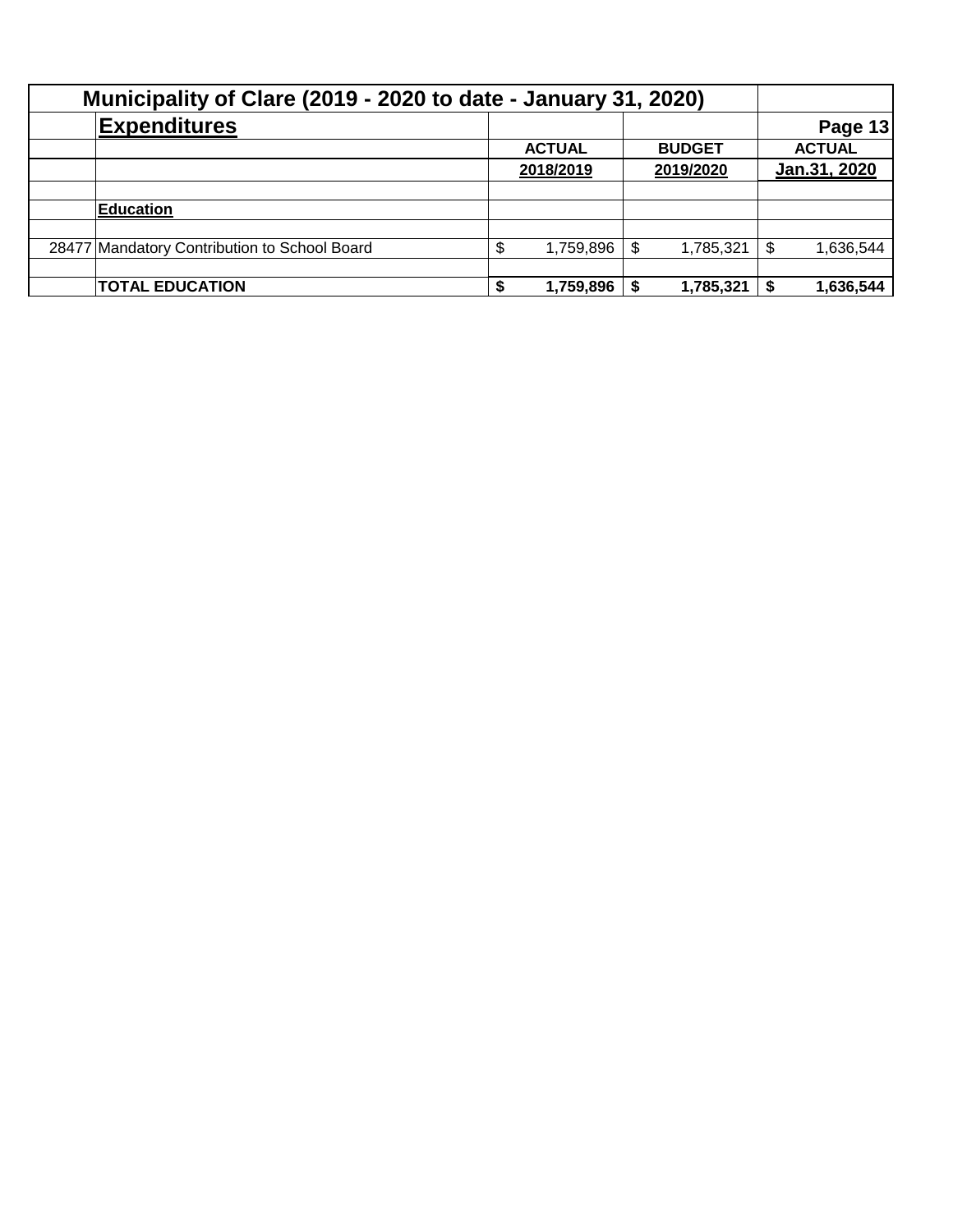## Municipality of Clare (2019 - 2020 to date - January 31, 2020)

| | Expenditures | | | Page 13 |
|---|---|---|---|---|
| | | ACTUAL | BUDGET | ACTUAL |
| | | 2018/2019 | 2019/2020 | Jan.31, 2020 |
| | | | | |
| | **Education** | | | |
| | | | | |
| 28477 | Mandatory Contribution to School Board | $ 1,759,896 | $ 1,785,321 | $ 1,636,544 |
| | | | | |
| | **TOTAL EDUCATION** | **$ 1,759,896** | **$ 1,785,321** | **$ 1,636,544** |